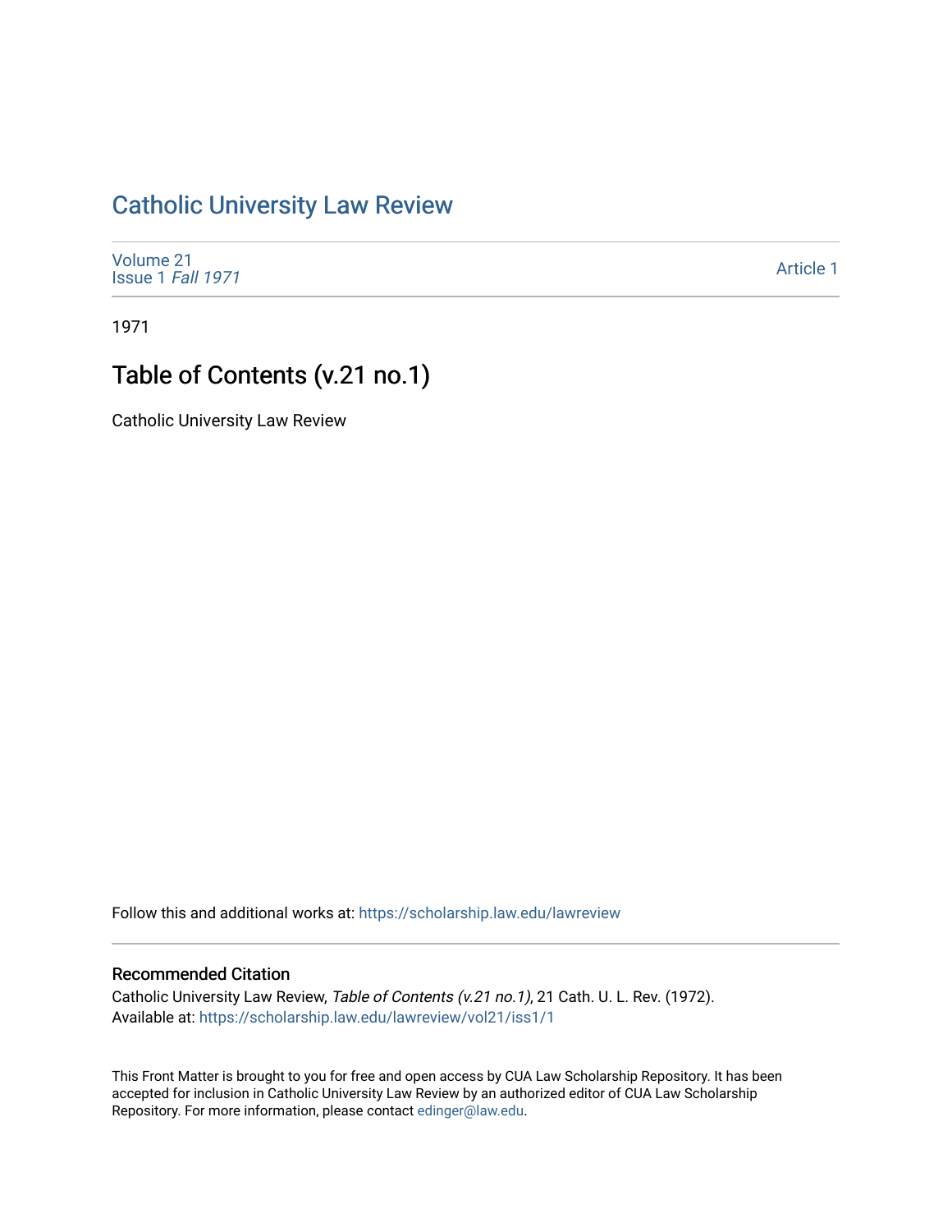# Catholic University Law Review

Volume 21
Issue 1 *Fall 1971*

Article 1

1971

## Table of Contents (v.21 no.1)

Catholic University Law Review

Follow this and additional works at: https://scholarship.law.edu/lawreview

### Recommended Citation

Catholic University Law Review, *Table of Contents (v.21 no.1)*, 21 Cath. U. L. Rev. (1972).
Available at: https://scholarship.law.edu/lawreview/vol21/iss1/1

This Front Matter is brought to you for free and open access by CUA Law Scholarship Repository. It has been accepted for inclusion in Catholic University Law Review by an authorized editor of CUA Law Scholarship Repository. For more information, please contact edinger@law.edu.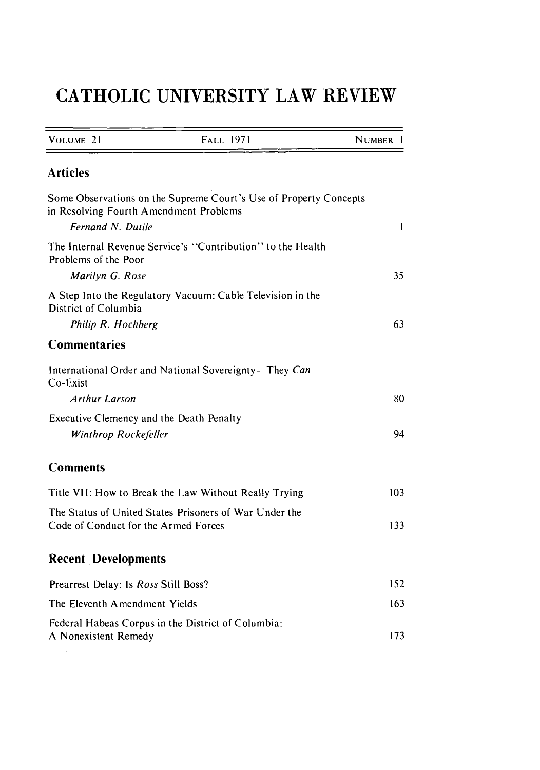# CATHOLIC UNIVERSITY LAW REVIEW

| VOLUME 21 | FALL 1971 | NUMBER 1 |
| --- | --- | --- |

## Articles

Some Observations on the Supreme Court's Use of Property Concepts in Resolving Fourth Amendment Problems
*Fernand N. Dutile* 1

The Internal Revenue Service's "Contribution" to the Health Problems of the Poor
*Marilyn G. Rose* 35

A Step Into the Regulatory Vacuum: Cable Television in the District of Columbia
*Philip R. Hochberg* 63

## Commentaries

International Order and National Sovereignty—They *Can* Co-Exist
*Arthur Larson* 80

Executive Clemency and the Death Penalty
*Winthrop Rockefeller* 94

## Comments

Title VII: How to Break the Law Without Really Trying 103

The Status of United States Prisoners of War Under the Code of Conduct for the Armed Forces 133

## Recent Developments

Prearrest Delay: Is *Ross* Still Boss? 152

The Eleventh Amendment Yields 163

Federal Habeas Corpus in the District of Columbia: A Nonexistent Remedy 173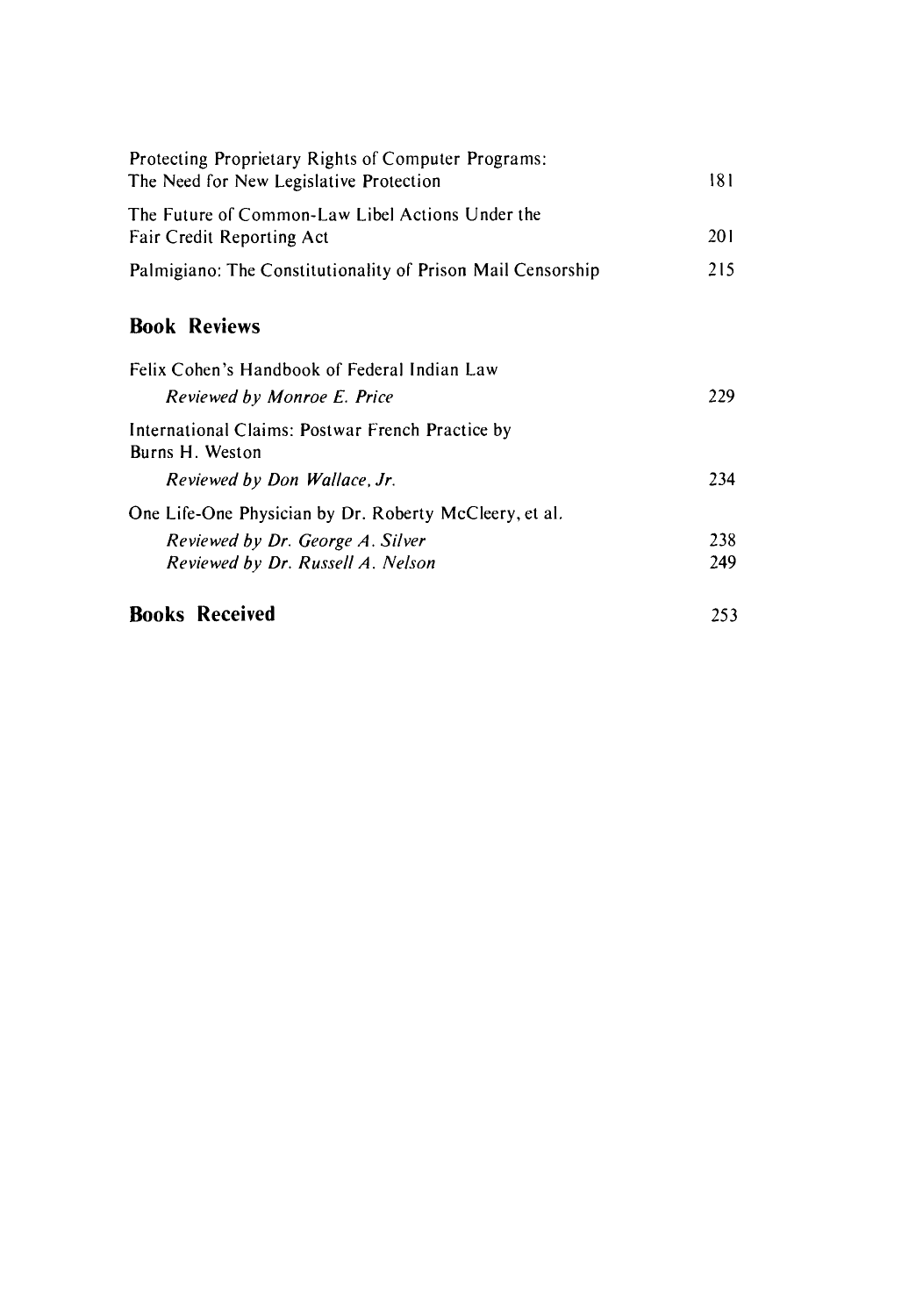Protecting Proprietary Rights of Computer Programs: The Need for New Legislative Protection 181

The Future of Common-Law Libel Actions Under the Fair Credit Reporting Act 201

Palmigiano: The Constitutionality of Prison Mail Censorship 215

## Book Reviews

Felix Cohen's Handbook of Federal Indian Law

*Reviewed by Monroe E. Price* 229

International Claims: Postwar French Practice by Burns H. Weston

*Reviewed by Don Wallace, Jr.* 234

One Life-One Physician by Dr. Roberty McCleery, et al.

*Reviewed by Dr. George A. Silver* 238

*Reviewed by Dr. Russell A. Nelson* 249

## Books Received 253